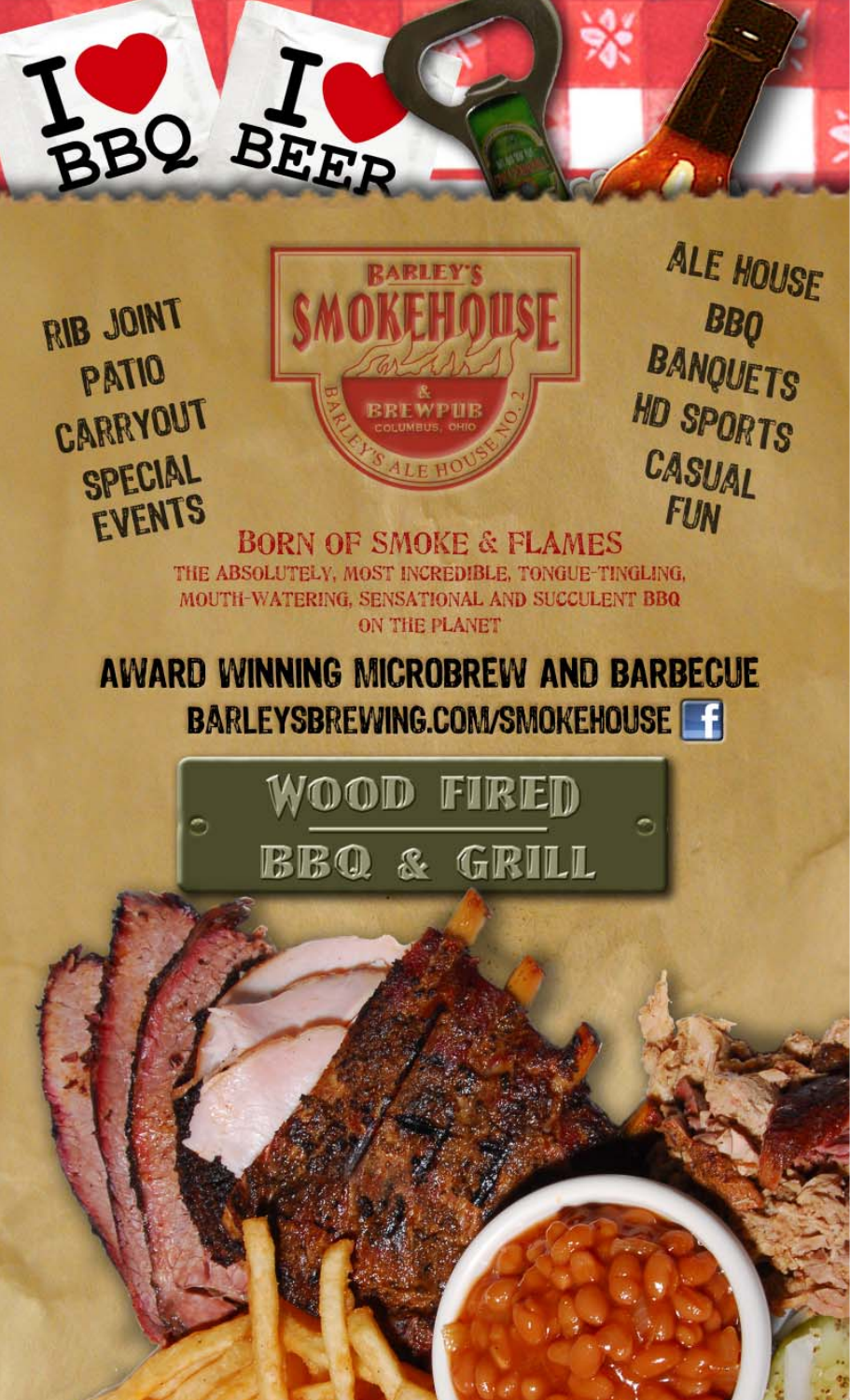I ❤ BBQ

I ❤ BEER

RIB JOINT
PATIO
CARRYOUT
SPECIAL EVENTS

# BARLEY'S SMOKEHOUSE & BREWPUB

COLUMBUS, OHIO

BARLEY'S ALE HOUSE NO. 2

ALE HOUSE
BBQ
BANQUETS
HD SPORTS
CASUAL FUN

## BORN OF SMOKE & FLAMES

THE ABSOLUTELY, MOST INCREDIBLE, TONGUE-TINGLING, MOUTH-WATERING, SENSATIONAL AND SUCCULENT BBQ ON THE PLANET

## AWARD WINNING MICROBREW AND BARBECUE

BARLEYSBREWING.COM/SMOKEHOUSE

## WOOD FIRED BBQ & GRILL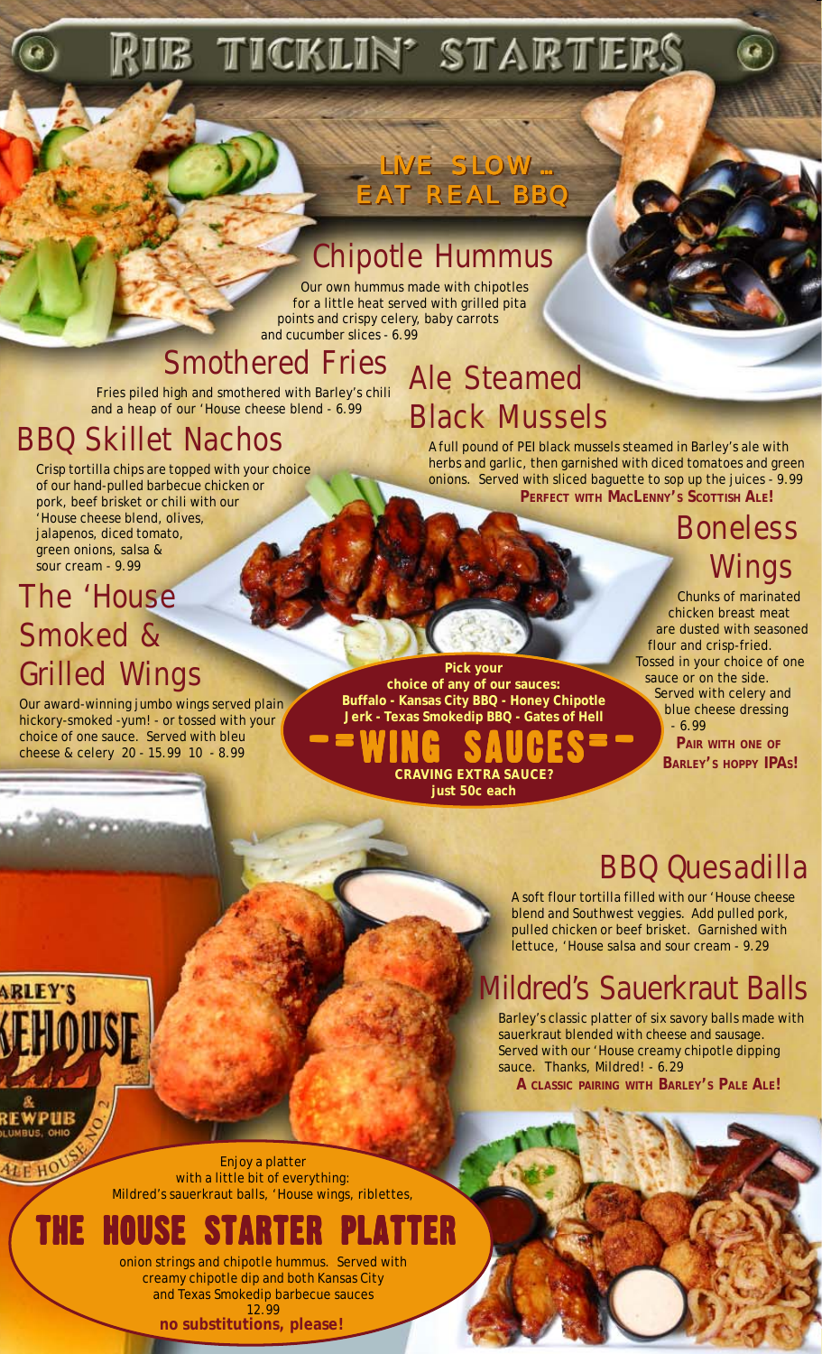# RIB TICKLIN' STARTERS

**LIVE SLOW … EAT REAL BBQ**

## Chipotle Hummus

Our own hummus made with chipotles for a little heat served with grilled pita points and crispy celery, baby carrots and cucumber slices - 6.99

## Smothered Fries

Fries piled high and smothered with Barley's chili and a heap of our 'House cheese blend - 6.99

## BBQ Skillet Nachos

Crisp tortilla chips are topped with your choice of our hand-pulled barbecue chicken or pork, beef brisket or chili with our 'House cheese blend, olives, jalapenos, diced tomato, green onions, salsa & sour cream - 9.99

## The 'House Smoked & Grilled Wings

Our award-winning jumbo wings served plain hickory-smoked -yum! - or tossed with your choice of one sauce. Served with bleu cheese & celery 20 - 15.99 10 - 8.99

## Ale Steamed Black Mussels

A full pound of PEI black mussels steamed in Barley's ale with herbs and garlic, then garnished with diced tomatoes and green onions. Served with sliced baguette to sop up the juices - 9.99

**PERFECT WITH MACLENNY'S SCOTTISH ALE!**

## Boneless Wings

Chunks of marinated chicken breast meat are dusted with seasoned flour and crisp-fried. Tossed in your choice of one sauce or on the side. Served with celery and blue cheese dressing - 6.99

**PAIR WITH ONE OF BARLEY'S HOPPY IPAS!**

## WING SAUCES

**Pick your choice of any of our sauces:**
**Buffalo - Kansas City BBQ - Honey Chipotle**
**Jerk - Texas Smokedip BBQ - Gates of Hell**

**CRAVING EXTRA SAUCE? just 50c each**

## BBQ Quesadilla

A soft flour tortilla filled with our 'House cheese blend and Southwest veggies. Add pulled pork, pulled chicken or beef brisket. Garnished with lettuce, 'House salsa and sour cream - 9.29

## Mildred's Sauerkraut Balls

Barley's classic platter of six savory balls made with sauerkraut blended with cheese and sausage. Served with our 'House creamy chipotle dipping sauce. Thanks, Mildred! - 6.29

**A CLASSIC PAIRING WITH BARLEY'S PALE ALE!**

## THE HOUSE STARTER PLATTER

Enjoy a platter with a little bit of everything: Mildred's sauerkraut balls, 'House wings, riblettes, onion strings and chipotle hummus. Served with creamy chipotle dip and both Kansas City and Texas Smokedip barbecue sauces

12.99

**no substitutions, please!**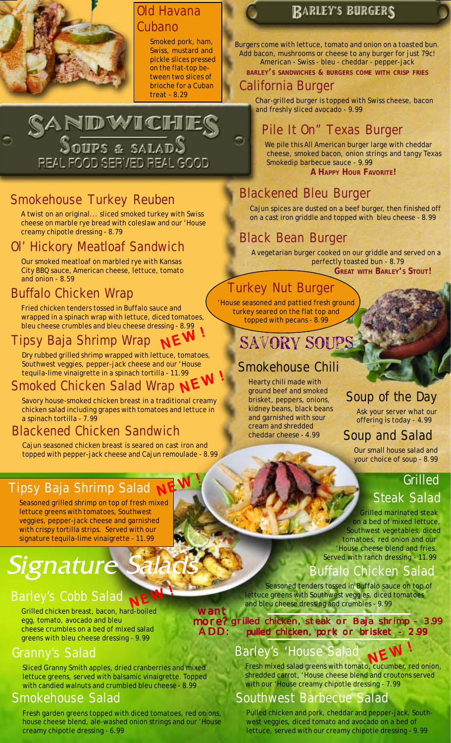## Old Havana Cubano

Smoked pork, ham, Swiss, mustard and pickle slices pressed on the flat-top between two slices of brioche for a Cuban treat - 8.29

# SANDWICHES

## SOUPS & SALADS

REAL FOOD SERVED REAL GOOD

### Smokehouse Turkey Reuben

A twist on an original... sliced smoked turkey with Swiss cheese on marble rye bread with coleslaw and our 'House creamy chipotle dressing - 8.79

### Ol' Hickory Meatloaf Sandwich

Our smoked meatloaf on marbled rye with Kansas City BBQ sauce, American cheese, lettuce, tomato and onion - 8.59

### Buffalo Chicken Wrap

Fried chicken tenders tossed in Buffalo sauce and wrapped in a spinach wrap with lettuce, diced tomatoes, bleu cheese crumbles and bleu cheese dressing - 8.99

### Tipsy Baja Shrimp Wrap NEW!

Dry rubbed grilled shrimp wrapped with lettuce, tomatoes, Southwest veggies, pepper-jack cheese and our 'House tequila-lime vinaigrette in a spinach tortilla - 11.99

### Smoked Chicken Salad Wrap NEW!

Savory house-smoked chicken breast in a traditional creamy chicken salad including grapes with tomatoes and lettuce in a spinach tortilla - 7.99

### Blackened Chicken Sandwich

Cajun seasoned chicken breast is seared on cast iron and topped with pepper-jack cheese and Cajun remoulade - 8.99

## BARLEY'S BURGERS

Burgers come with lettuce, tomato and onion on a toasted bun. Add bacon, mushrooms or cheese to any burger for just 79¢! American - Swiss - bleu - cheddar - pepper-jack

**BARLEY'S SANDWICHES & BURGERS COME WITH CRISP FRIES**

### California Burger

Char-grilled burger is topped with Swiss cheese, bacon and freshly sliced avocado - 9.99

### Pile It On" Texas Burger

We pile this All American burger large with cheddar cheese, smoked bacon, onion strings and tangy Texas Smokedip barbecue sauce - 9.99

**A HAPPY HOUR FAVORITE!**

### Blackened Bleu Burger

Cajun spices are dusted on a beef burger, then finished off on a cast iron griddle and topped with bleu cheese - 8.99

### Black Bean Burger

A vegetarian burger cooked on our griddle and served on a perfectly toasted bun - 8.79

**GREAT WITH BARLEY'S STOUT!**

### Turkey Nut Burger

'House seasoned and pattied fresh ground turkey seared on the flat top and topped with pecans - 8.99

## SAVORY SOUPS

### Smokehouse Chili

Hearty chili made with ground beef and smoked brisket, peppers, onions, kidney beans, black beans and garnished with sour cream and shredded cheddar cheese - 4.99

### Soup of the Day

Ask your server what our offering is today - 4.99

### Soup and Salad

Our small house salad and your choice of soup - 8.99

# Signature Salads

### Tipsy Baja Shrimp Salad NEW!

Seasoned grilled shrimp on top of fresh mixed lettuce greens with tomatoes, Southwest veggies, pepper-jack cheese and garnished with crispy tortilla strips. Served with our signature tequila-lime vinaigrette - 11.99

### Barley's Cobb Salad NEW!

Grilled chicken breast, bacon, hard-boiled egg, tomato, avocado and bleu cheese crumbles on a bed of mixed salad greens with bleu cheese dressing - 9.99

### Granny's Salad

Sliced Granny Smith apples, dried cranberries and mixed lettuce greens, served with balsamic vinaigrette. Topped with candied walnuts and crumbled bleu cheese - 8.99

### Smokehouse Salad

Fresh garden greens topped with diced tomatoes, red onions, house cheese blend, ale-washed onion strings and our 'House creamy chipotle dressing - 6.99

### Grilled Steak Salad

Grilled marinated steak on a bed of mixed lettuce, Southwest vegetables, diced tomatoes, red onion and our 'House cheese blend and fries. Served with ranch dressing - 11.99

### Buffalo Chicken Salad

Seasoned tenders tossed in Buffalo sauce on top of lettuce greens with Southwest veggies, diced tomatoes and bleu cheese dressing and crumbles - 9.99

**want more? ADD: grilled chicken, steak or Baja shrimp - 3.99 | pulled chicken, pork or brisket - 2.99**

### Barley's 'House Salad NEW!

Fresh mixed salad greens with tomato, cucumber, red onion, shredded carrot, 'House cheese blend and croutons served with our 'House creamy chipotle dressing - 7.99

### Southwest Barbecue Salad

Pulled chicken and pork, cheddar and pepper-jack, Southwest veggies, diced tomato and avocado on a bed of lettuce, served with our creamy chipotle dressing - 9.99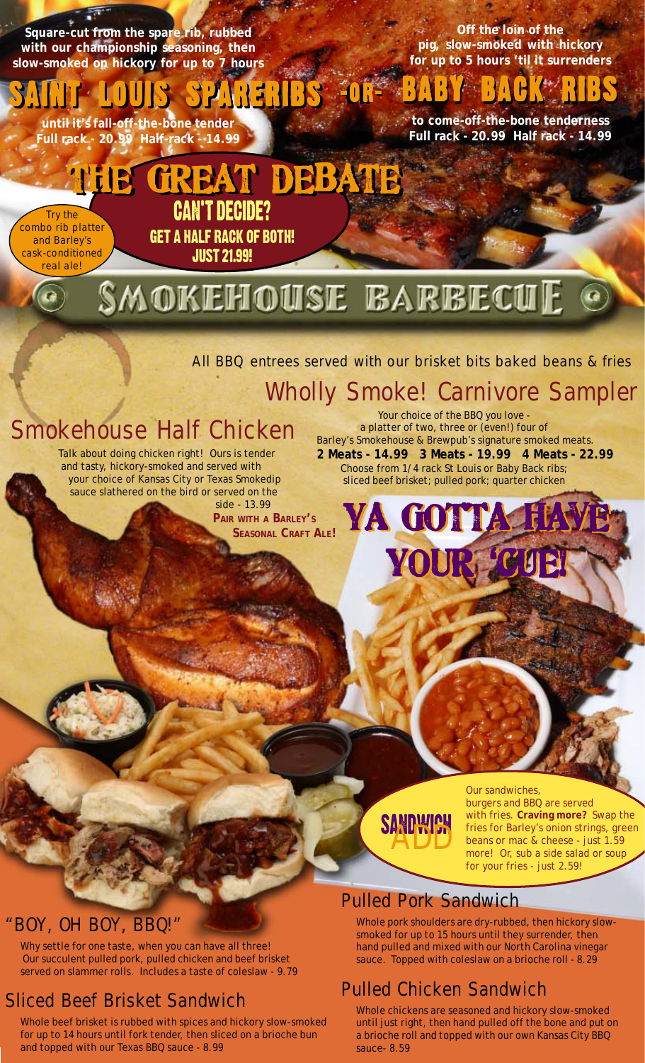Square-cut from the spare rib, rubbed with our championship seasoning, then slow-smoked on hickory for up to 7 hours

# SAINT LOUIS SPARERIBS -OR- BABY BACK RIBS

until it's fall-off-the-bone tender
Full rack - 20.99 Half-rack - 14.99

Off the loin of the pig, slow-smoked with hickory for up to 5 hours 'til it surrenders

to come-off-the-bone tenderness
Full rack - 20.99 Half rack - 14.99

## THE GREAT DEBATE

CAN'T DECIDE?
GET A HALF RACK OF BOTH!
JUST 21.99!

Try the combo rib platter and Barley's cask-conditioned real ale!

# SMOKEHOUSE BARBECUE

All BBQ entrees served with our brisket bits baked beans & fries

## Smokehouse Half Chicken

Talk about doing chicken right! Ours is tender and tasty, hickory-smoked and served with your choice of Kansas City or Texas Smokedip sauce slathered on the bird or served on the side - 13.99

**PAIR WITH A BARLEY'S SEASONAL CRAFT ALE!**

## Wholly Smoke! Carnivore Sampler

Your choice of the BBQ you love - a platter of two, three or (even!) four of Barley's Smokehouse & Brewpub's signature smoked meats.

**2 Meats - 14.99 3 Meats - 19.99 4 Meats - 22.99**

Choose from 1/4 rack St Louis or Baby Back ribs; sliced beef brisket; pulled pork; quarter chicken

## YA GOTTA HAVE YOUR 'CUE!

SANDWICH ADD

Our sandwiches, burgers and BBQ are served with fries. **Craving more?** Swap the fries for Barley's onion strings, green beans or mac & cheese - just 1.59 more! Or, sub a side salad or soup for your fries - just 2.59!

## "BOY, OH BOY, BBQ!"

Why settle for one taste, when you can have all three! Our succulent pulled pork, pulled chicken and beef brisket served on slammer rolls. Includes a taste of coleslaw - 9.79

## Sliced Beef Brisket Sandwich

Whole beef brisket is rubbed with spices and hickory slow-smoked for up to 14 hours until fork tender, then sliced on a brioche bun and topped with our Texas BBQ sauce - 8.99

## Pulled Pork Sandwich

Whole pork shoulders are dry-rubbed, then hickory slow-smoked for up to 15 hours until they surrender, then hand pulled and mixed with our North Carolina vinegar sauce. Topped with coleslaw on a brioche roll - 8.29

## Pulled Chicken Sandwich

Whole chickens are seasoned and hickory slow-smoked until just right, then hand pulled off the bone and put on a brioche roll and topped with our own Kansas City BBQ sauce- 8.59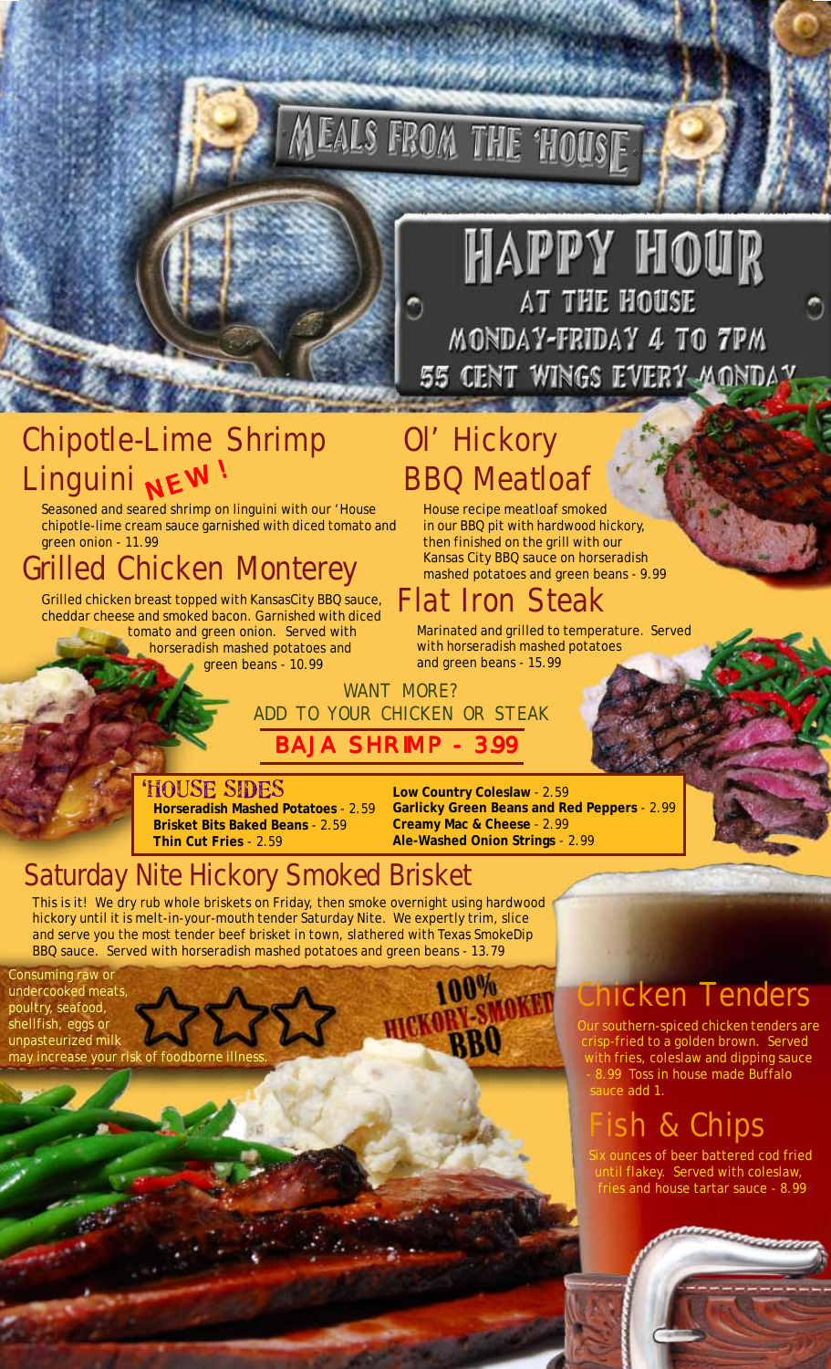# MEALS FROM THE 'HOUSE

## HAPPY HOUR AT THE HOUSE

MONDAY-FRIDAY 4 TO 7PM

55 CENT WINGS EVERY MONDAY

## Chipotle-Lime Shrimp Linguini NEW!

Seasoned and seared shrimp on linguini with our 'House chipotle-lime cream sauce garnished with diced tomato and green onion - 11.99

## Grilled Chicken Monterey

Grilled chicken breast topped with KansasCity BBQ sauce, cheddar cheese and smoked bacon. Garnished with diced tomato and green onion. Served with horseradish mashed potatoes and green beans - 10.99

## Ol' Hickory BBQ Meatloaf

House recipe meatloaf smoked in our BBQ pit with hardwood hickory, then finished on the grill with our Kansas City BBQ sauce on horseradish mashed potatoes and green beans - 9.99

## Flat Iron Steak

Marinated and grilled to temperature. Served with horseradish mashed potatoes and green beans - 15.99

WANT MORE?
ADD TO YOUR CHICKEN OR STEAK

**BAJA SHRIMP - 3.99**

### 'HOUSE SIDES

**Horseradish Mashed Potatoes** - 2.59
**Brisket Bits Baked Beans** - 2.59
**Thin Cut Fries** - 2.59
**Low Country Coleslaw** - 2.59
**Garlicky Green Beans and Red Peppers** - 2.99
**Creamy Mac & Cheese** - 2.99
**Ale-Washed Onion Strings** - 2.99

## Saturday Nite Hickory Smoked Brisket

This is it! We dry rub whole briskets on Friday, then smoke overnight using hardwood hickory until it is melt-in-your-mouth tender Saturday Nite. We expertly trim, slice and serve you the most tender beef brisket in town, slathered with Texas SmokeDip BBQ sauce. Served with horseradish mashed potatoes and green beans - 13.79

Consuming raw or undercooked meats, poultry, seafood, shellfish, eggs or unpasteurized milk may increase your risk of foodborne illness.

100% HICKORY-SMOKED BBQ

## Chicken Tenders

Our southern-spiced chicken tenders are crisp-fried to a golden brown. Served with fries, coleslaw and dipping sauce - 8.99 Toss in house made Buffalo sauce add 1.

## Fish & Chips

Six ounces of beer battered cod fried until flakey. Served with coleslaw, fries and house tartar sauce - 8.99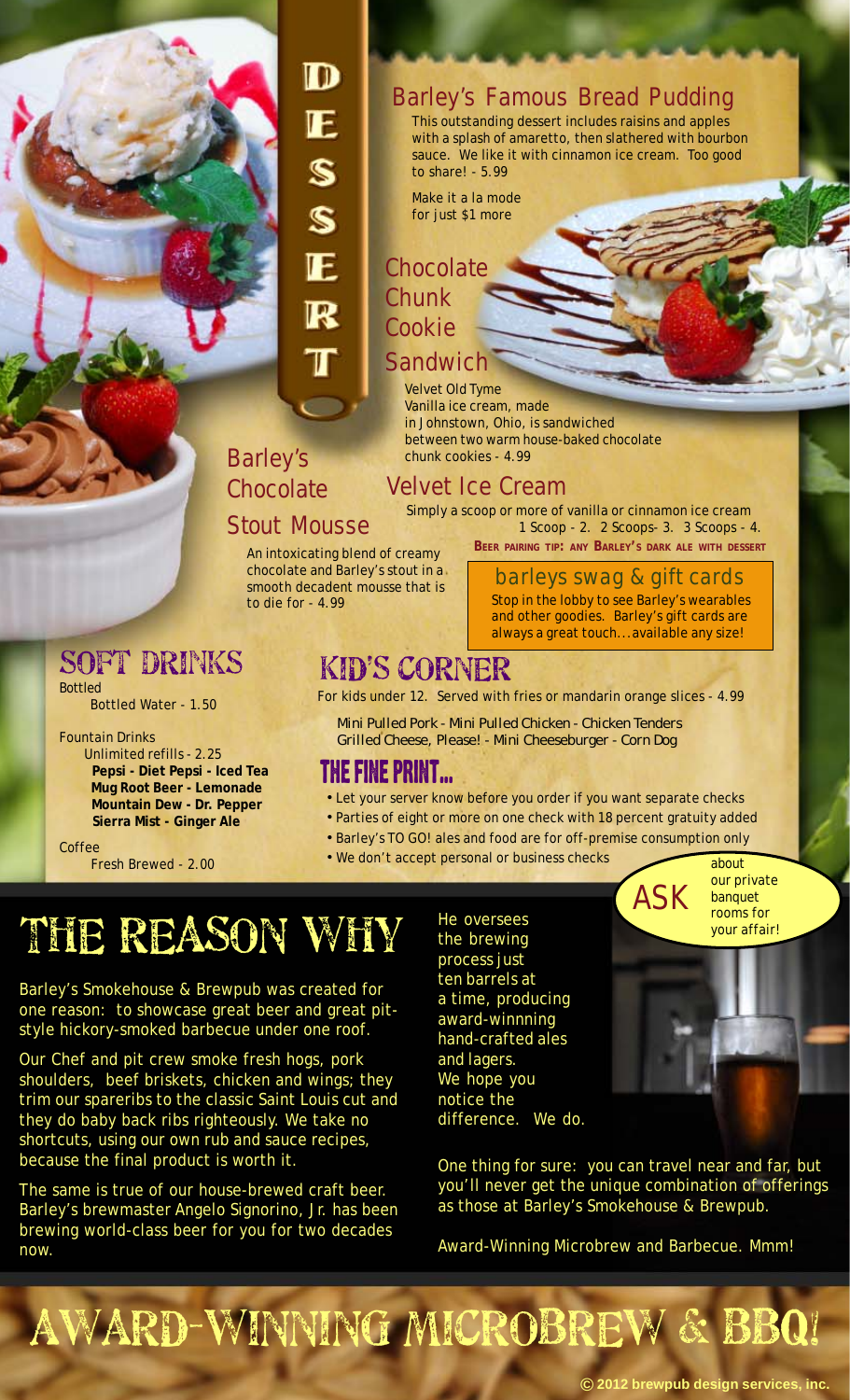# DESSERT

## Barley's Famous Bread Pudding

This outstanding dessert includes raisins and apples with a splash of amaretto, then slathered with bourbon sauce. We like it with cinnamon ice cream. Too good to share! - 5.99

Make it a la mode for just $1 more

## Chocolate Chunk Cookie Sandwich

Velvet Old Tyme Vanilla ice cream, made in Johnstown, Ohio, is sandwiched between two warm house-baked chocolate chunk cookies - 4.99

## Barley's Chocolate Stout Mousse

An intoxicating blend of creamy chocolate and Barley's stout in a smooth decadent mousse that is to die for - 4.99

## Velvet Ice Cream

Simply a scoop or more of vanilla or cinnamon ice cream
1 Scoop - 2. 2 Scoops- 3. 3 Scoops - 4.

**BEER PAIRING TIP: ANY BARLEY'S DARK ALE WITH DESSERT**

### barleys swag & gift cards

Stop in the lobby to see Barley's wearables and other goodies. Barley's gift cards are always a great touch...available any size!

## SOFT DRINKS

Bottled
Bottled Water - 1.50

Fountain Drinks
Unlimited refills - 2.25
**Pepsi - Diet Pepsi - Iced Tea**
**Mug Root Beer - Lemonade**
**Mountain Dew - Dr. Pepper**
**Sierra Mist - Ginger Ale**

Coffee
Fresh Brewed - 2.00

## KID'S CORNER

For kids under 12. Served with fries or mandarin orange slices - 4.99

Mini Pulled Pork - Mini Pulled Chicken - Chicken Tenders
Grilled Cheese, Please! - Mini Cheeseburger - Corn Dog

## THE FINE PRINT...

- Let your server know before you order if you want separate checks
- Parties of eight or more on one check with 18 percent gratuity added
- Barley's TO GO! ales and food are for off-premise consumption only
- We don't accept personal or business checks

ASK about our private banquet rooms for your affair!

# THE REASON WHY

Barley's Smokehouse & Brewpub was created for one reason: to showcase great beer and great pit-style hickory-smoked barbecue under one roof.

Our Chef and pit crew smoke fresh hogs, pork shoulders, beef briskets, chicken and wings; they trim our spareribs to the classic Saint Louis cut and they do baby back ribs righteously. We take no shortcuts, using our own rub and sauce recipes, because the final product is worth it.

The same is true of our house-brewed craft beer. Barley's brewmaster Angelo Signorino, Jr. has been brewing world-class beer for you for two decades now. He oversees the brewing process just ten barrels at a time, producing award-winnning hand-crafted ales and lagers. We hope you notice the difference. We do.

One thing for sure: you can travel near and far, but you'll never get the unique combination of offerings as those at Barley's Smokehouse & Brewpub.

Award-Winning Microbrew and Barbecue. Mmm!

# AWARD-WINNING MICROBREW & BBQ!

© 2012 brewpub design services, inc.